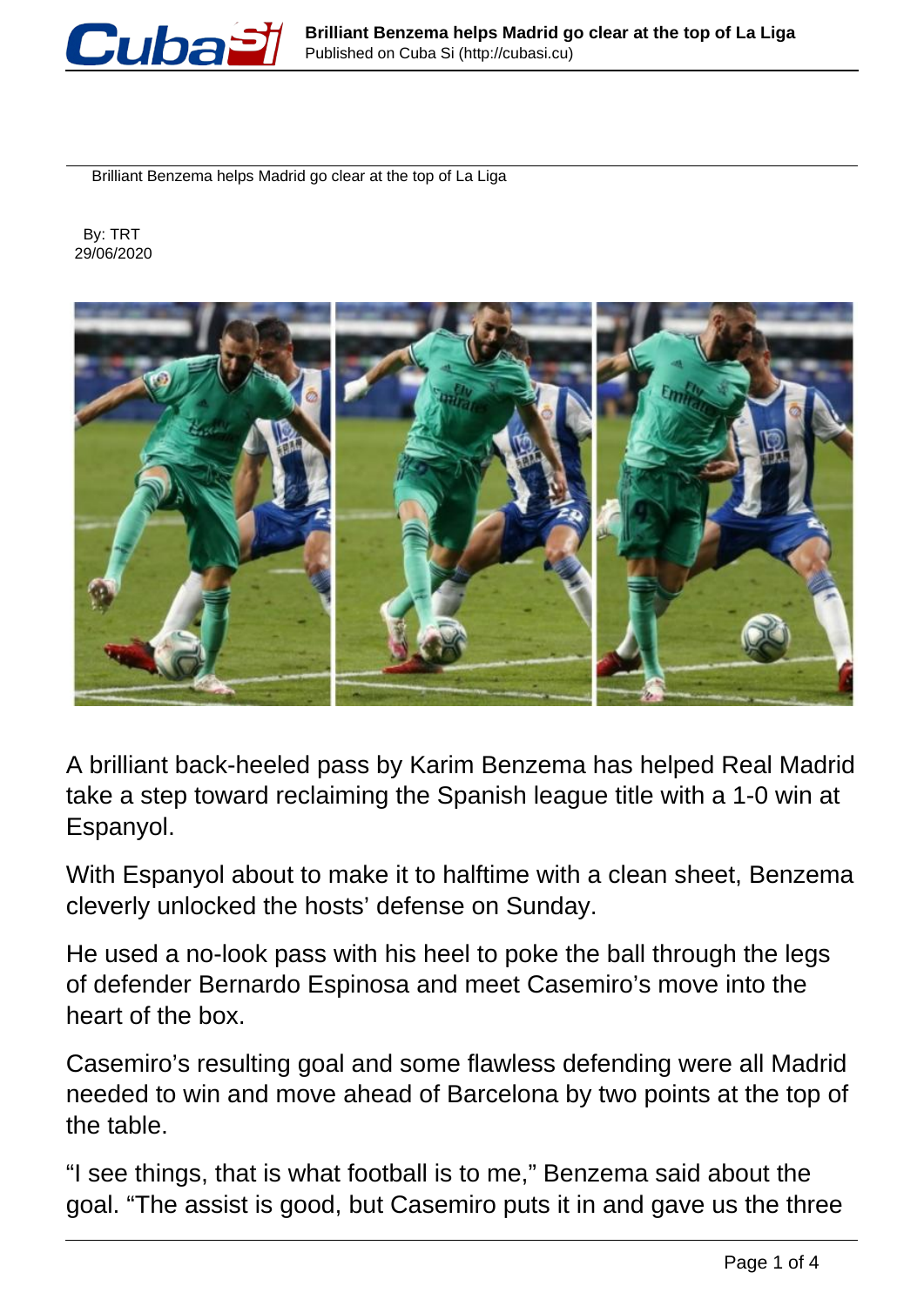# Brilliant Benzema helps Madrid go clear at the top of La Liga

By: TRT
29/06/2020

A brilliant back-heeled pass by Karim Benzema has helped Real Madrid take a step toward reclaiming the Spanish league title with a 1-0 win at Espanyol.

With Espanyol about to make it to halftime with a clean sheet, Benzema cleverly unlocked the hosts' defense on Sunday.

He used a no-look pass with his heel to poke the ball through the legs of defender Bernardo Espinosa and meet Casemiro's move into the heart of the box.

Casemiro's resulting goal and some flawless defending were all Madrid needed to win and move ahead of Barcelona by two points at the top of the table.

"I see things, that is what football is to me," Benzema said about the goal. "The assist is good, but Casemiro puts it in and gave us the three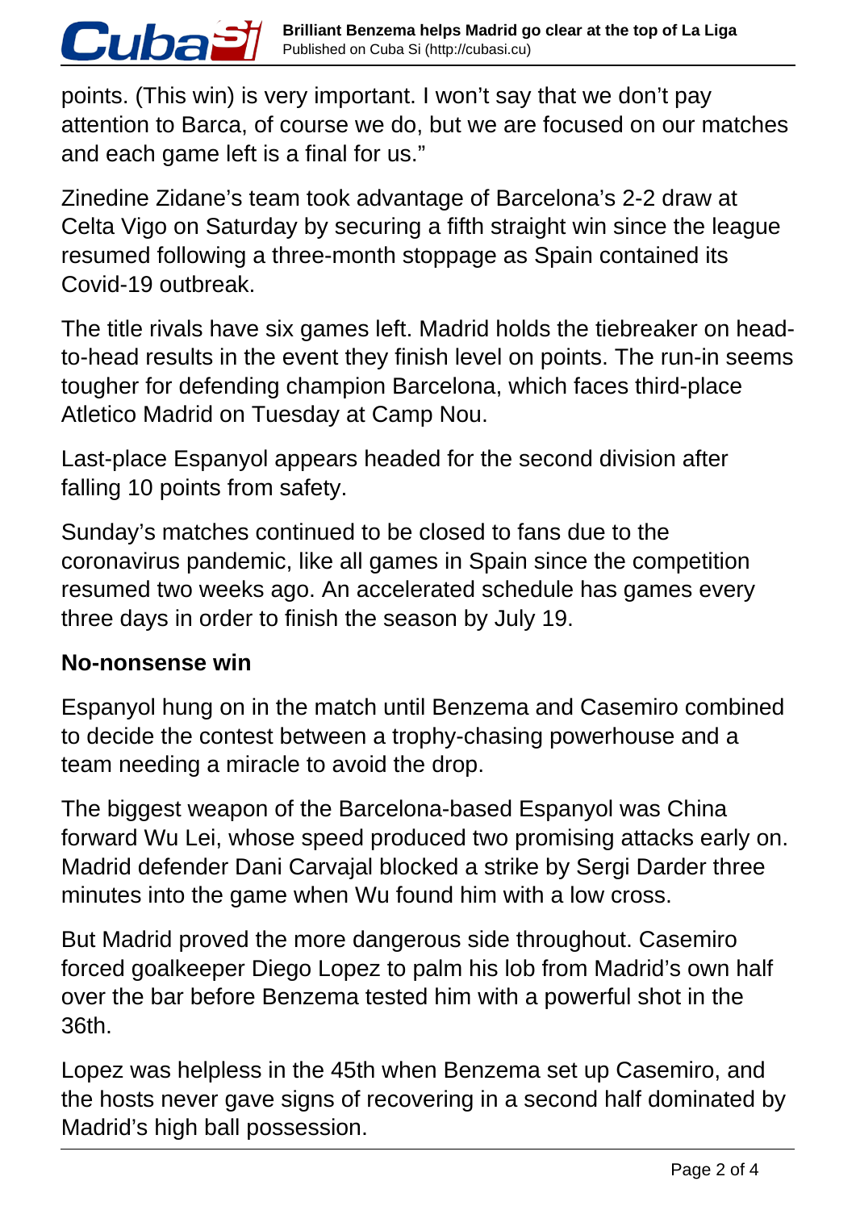points. (This win) is very important. I won't say that we don't pay attention to Barca, of course we do, but we are focused on our matches and each game left is a final for us."

Zinedine Zidane's team took advantage of Barcelona's 2-2 draw at Celta Vigo on Saturday by securing a fifth straight win since the league resumed following a three-month stoppage as Spain contained its Covid-19 outbreak.

The title rivals have six games left. Madrid holds the tiebreaker on head-to-head results in the event they finish level on points. The run-in seems tougher for defending champion Barcelona, which faces third-place Atletico Madrid on Tuesday at Camp Nou.

Last-place Espanyol appears headed for the second division after falling 10 points from safety.

Sunday's matches continued to be closed to fans due to the coronavirus pandemic, like all games in Spain since the competition resumed two weeks ago. An accelerated schedule has games every three days in order to finish the season by July 19.

### No-nonsense win

Espanyol hung on in the match until Benzema and Casemiro combined to decide the contest between a trophy-chasing powerhouse and a team needing a miracle to avoid the drop.

The biggest weapon of the Barcelona-based Espanyol was China forward Wu Lei, whose speed produced two promising attacks early on. Madrid defender Dani Carvajal blocked a strike by Sergi Darder three minutes into the game when Wu found him with a low cross.

But Madrid proved the more dangerous side throughout. Casemiro forced goalkeeper Diego Lopez to palm his lob from Madrid's own half over the bar before Benzema tested him with a powerful shot in the 36th.

Lopez was helpless in the 45th when Benzema set up Casemiro, and the hosts never gave signs of recovering in a second half dominated by Madrid's high ball possession.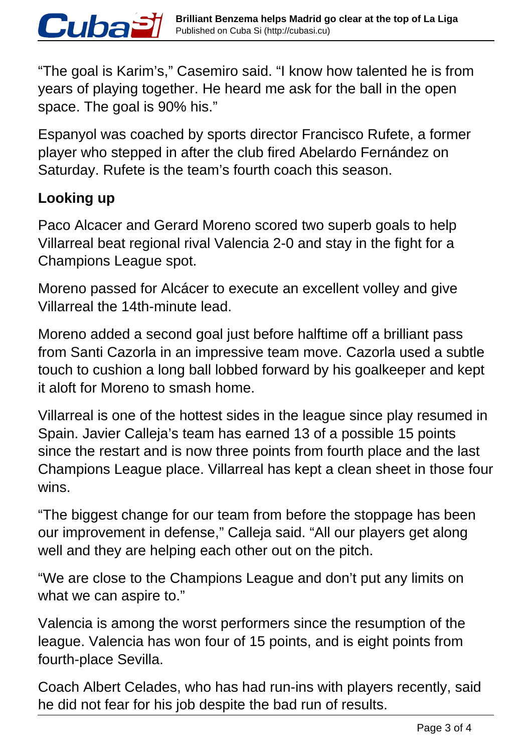“The goal is Karim’s,” Casemiro said. “I know how talented he is from years of playing together. He heard me ask for the ball in the open space. The goal is 90% his.”

Espanyol was coached by sports director Francisco Rufete, a former player who stepped in after the club fired Abelardo Fernández on Saturday. Rufete is the team’s fourth coach this season.

## Looking up

Paco Alcacer and Gerard Moreno scored two superb goals to help Villarreal beat regional rival Valencia 2-0 and stay in the fight for a Champions League spot.

Moreno passed for Alcácer to execute an excellent volley and give Villarreal the 14th-minute lead.

Moreno added a second goal just before halftime off a brilliant pass from Santi Cazorla in an impressive team move. Cazorla used a subtle touch to cushion a long ball lobbed forward by his goalkeeper and kept it aloft for Moreno to smash home.

Villarreal is one of the hottest sides in the league since play resumed in Spain. Javier Calleja’s team has earned 13 of a possible 15 points since the restart and is now three points from fourth place and the last Champions League place. Villarreal has kept a clean sheet in those four wins.

“The biggest change for our team from before the stoppage has been our improvement in defense,” Calleja said. “All our players get along well and they are helping each other out on the pitch.

“We are close to the Champions League and don’t put any limits on what we can aspire to.”

Valencia is among the worst performers since the resumption of the league. Valencia has won four of 15 points, and is eight points from fourth-place Sevilla.

Coach Albert Celades, who has had run-ins with players recently, said he did not fear for his job despite the bad run of results.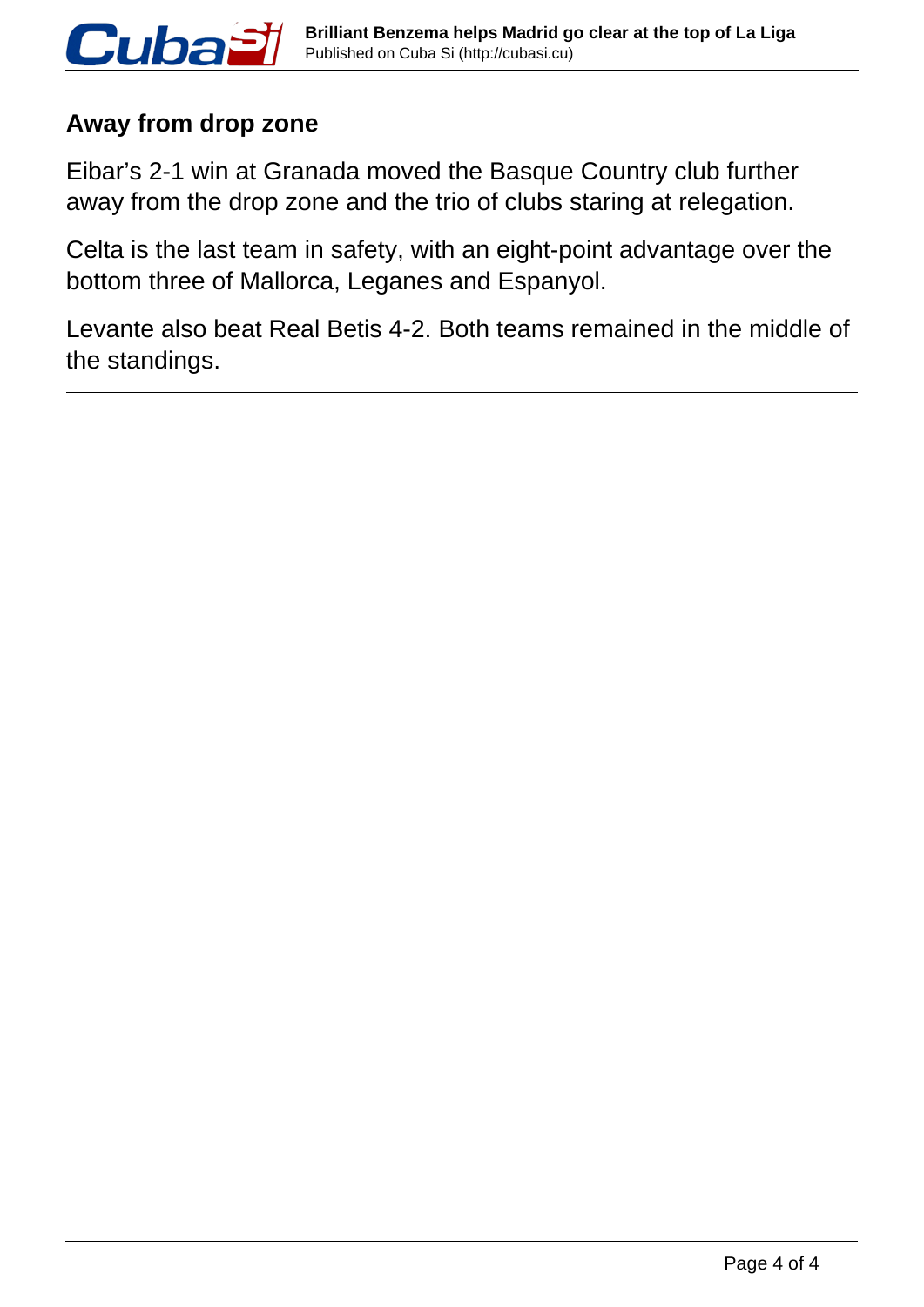## Away from drop zone

Eibar’s 2-1 win at Granada moved the Basque Country club further away from the drop zone and the trio of clubs staring at relegation.

Celta is the last team in safety, with an eight-point advantage over the bottom three of Mallorca, Leganes and Espanyol.

Levante also beat Real Betis 4-2. Both teams remained in the middle of the standings.